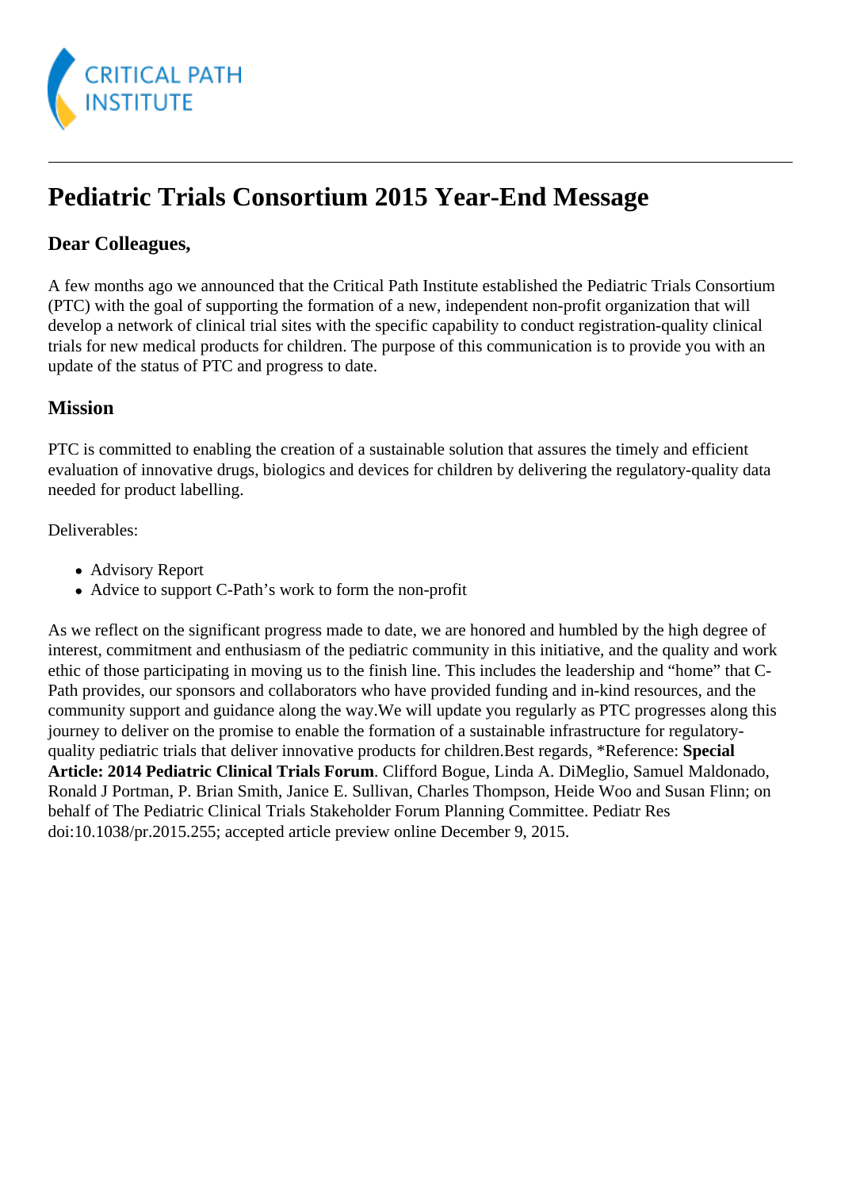# Pediatric Trials Consortium 2015 Year-End Message

### Dear Colleagues,

A few months ago we announced that the Critical Path Institute established the Pediatric Trials Consortium (PTC) with the goal of supporting the formation of a new, independent non-profit organization that will develop a network of clinical trial sites with the specific capability to conduct registration-quality clinical trials for new medical products for children. The purpose of this communication is to provide you with an update of the status of PTC and progress to date.

### Mission

PTC is committed to enabling the creation of a sustainable solution that assures the timely and efficient evaluation of innovative drugs, biologics and devices for children by delivering the regulatory-quality data needed for product labelling.

Deliverables:

- Advisory Report
- Advice to support C-Path's work to form the non-profit

As we reflect on the significant progress made to date, we are honored and humbled by the high degree of interest, commitment and enthusiasm of the pediatric community in this initiative, and the quality and work ethic of those participating in moving us to the finish line. This includes the leadership and "home" that C-Path provides, our sponsors and collaborators who have provided funding and in-kind resources, and the community support and guidance along the way.We will update you regularly as PTC progresses along this journey to deliver on the promise to enable the formation of a sustainable infrastructure for regulatory-quality pediatric trials that deliver innovative products for children.Best regards, *Reference: **Special Article: 2014 Pediatric Clinical Trials Forum**. Clifford Bogue, Linda A. DiMeglio, Samuel Maldonado, Ronald J Portman, P. Brian Smith, Janice E. Sullivan, Charles Thompson, Heide Woo and Susan Flinn; on behalf of The Pediatric Clinical Trials Stakeholder Forum Planning Committee. Pediatr Res doi:10.1038/pr.2015.255; accepted article preview online December 9, 2015.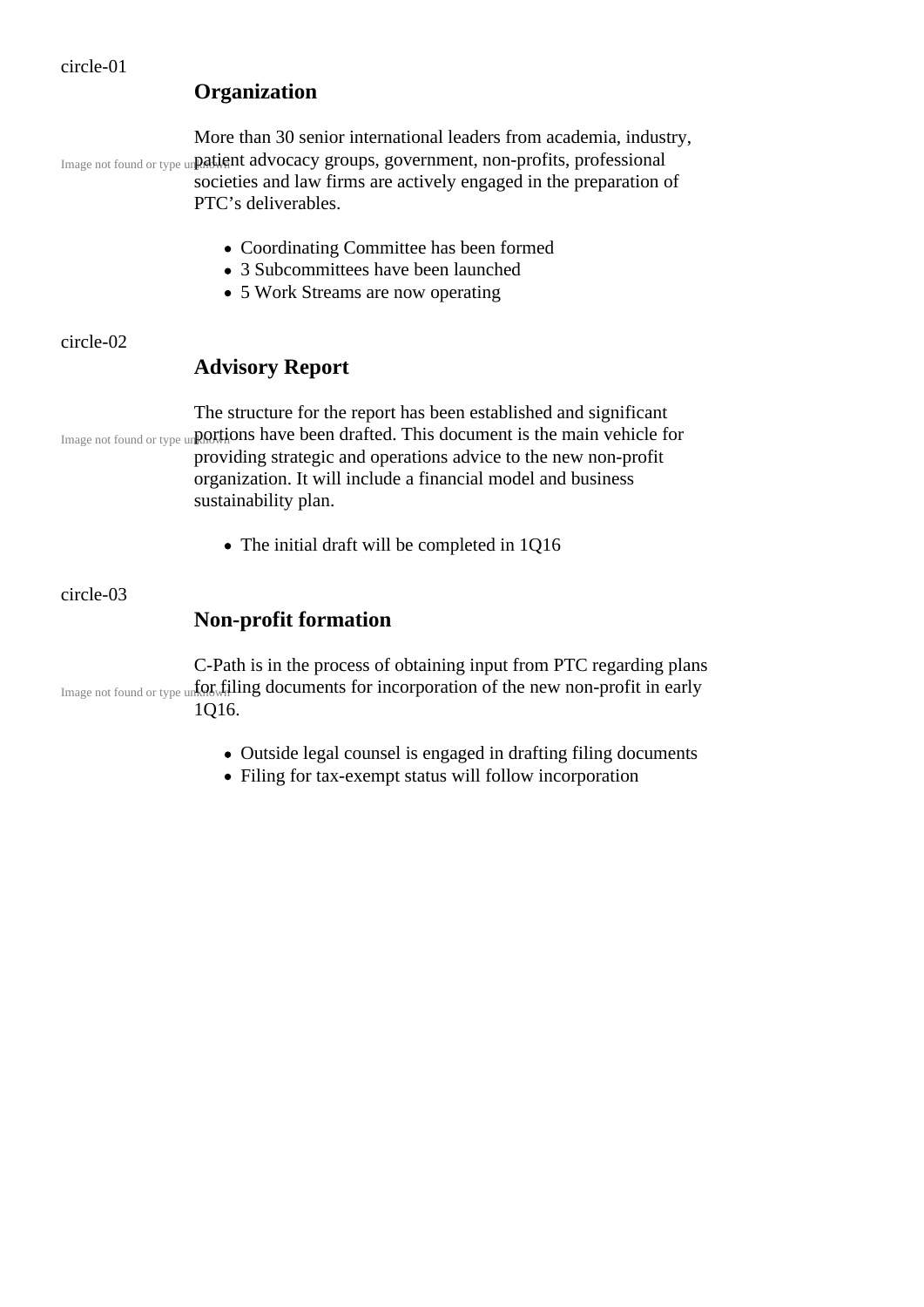circle-01

## Organization

More than 30 senior international leaders from academia, industry, patient advocacy groups, government, non-profits, professional societies and law firms are actively engaged in the preparation of PTC's deliverables.

- Coordinating Committee has been formed
- 3 Subcommittees have been launched
- 5 Work Streams are now operating

circle-02

## Advisory Report

The structure for the report has been established and significant portions have been drafted. This document is the main vehicle for providing strategic and operations advice to the new non-profit organization. It will include a financial model and business sustainability plan.

- The initial draft will be completed in 1Q16

circle-03

## Non-profit formation

C-Path is in the process of obtaining input from PTC regarding plans for filing documents for incorporation of the new non-profit in early 1Q16.

- Outside legal counsel is engaged in drafting filing documents
- Filing for tax-exempt status will follow incorporation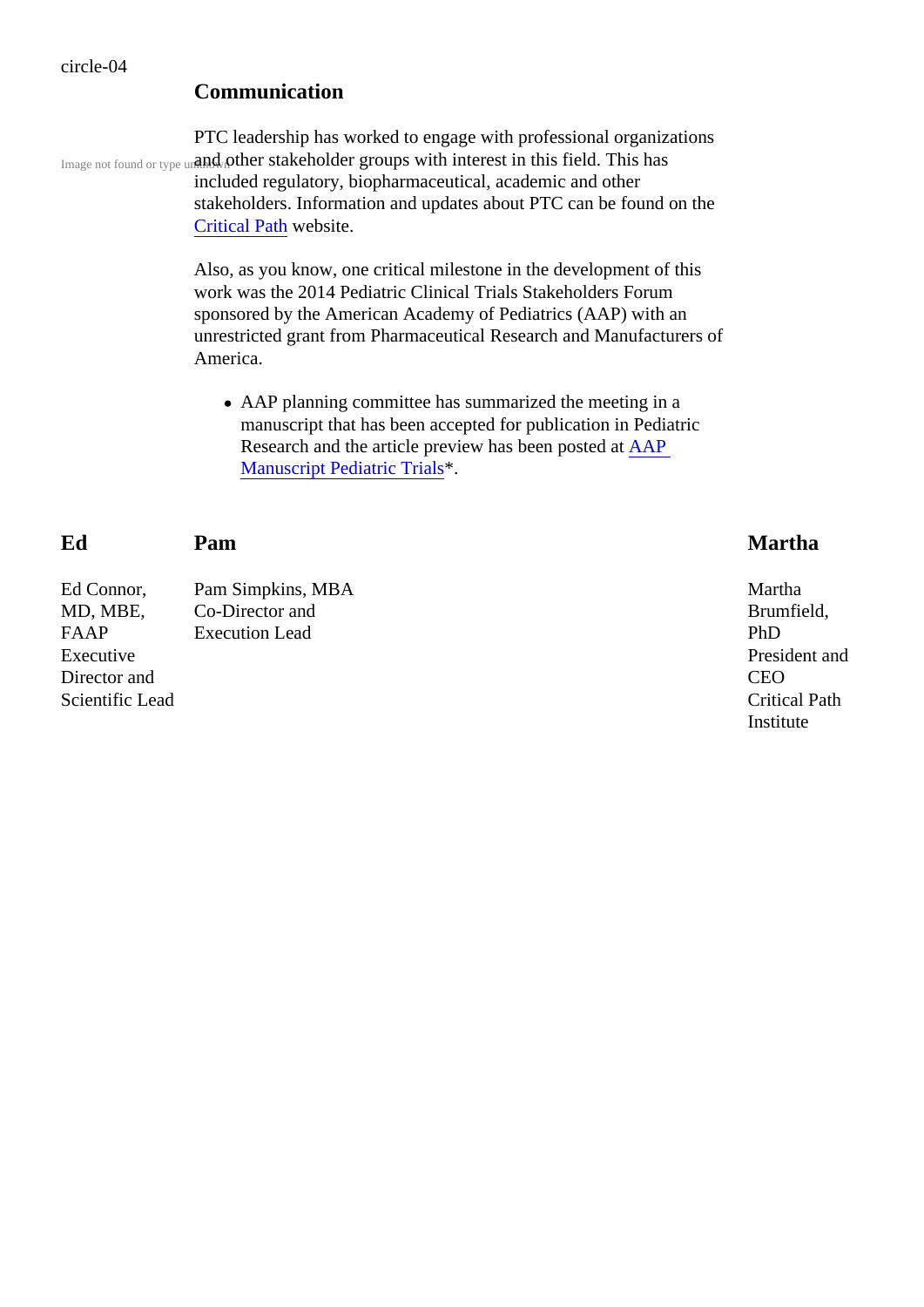circle-04

## Communication

PTC leadership has worked to engage with professional organizations and other stakeholder groups with interest in this field. This has included regulatory, biopharmaceutical, academic and other stakeholders. Information and updates about PTC can be found on the Critical Path website.

Also, as you know, one critical milestone in the development of this work was the 2014 Pediatric Clinical Trials Stakeholders Forum sponsored by the American Academy of Pediatrics (AAP) with an unrestricted grant from Pharmaceutical Research and Manufacturers of America.

- AAP planning committee has summarized the meeting in a manuscript that has been accepted for publication in Pediatric Research and the article preview has been posted at AAP Manuscript Pediatric Trials*.

| Ed | Pam | Martha |
| --- | --- | --- |
| Ed Connor, MD, MBE, FAAP Executive Director and Scientific Lead | Pam Simpkins, MBA Co-Director and Execution Lead | Martha Brumfield, PhD President and CEO Critical Path Institute |